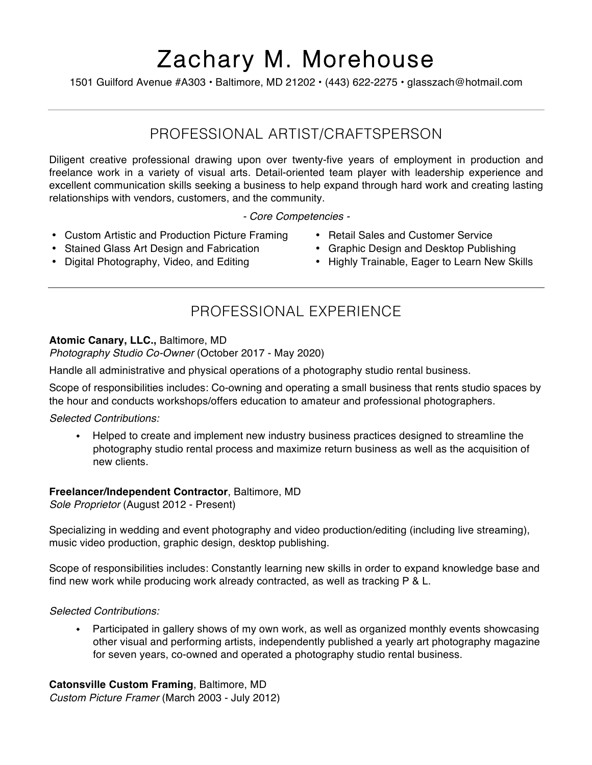# Zachary M. Morehouse

1501 Guilford Avenue #A303 • Baltimore, MD 21202 • (443) 622-2275 • glasszach@hotmail.com

## PROFESSIONAL ARTIST/CRAFTSPERSON

Diligent creative professional drawing upon over twenty-five years of employment in production and freelance work in a variety of visual arts. Detail-oriented team player with leadership experience and excellent communication skills seeking a business to help expand through hard work and creating lasting relationships with vendors, customers, and the community.

*- Core Competencies -*

- Custom Artistic and Production Picture Framing
- Stained Glass Art Design and Fabrication
- Digital Photography, Video, and Editing
- Retail Sales and Customer Service
- Graphic Design and Desktop Publishing
- Highly Trainable, Eager to Learn New Skills

## PROFESSIONAL EXPERIENCE

**Atomic Canary, LLC.,** Baltimore, MD
*Photography Studio Co-Owner* (October 2017 - May 2020)

Handle all administrative and physical operations of a photography studio rental business.

Scope of responsibilities includes: Co-owning and operating a small business that rents studio spaces by the hour and conducts workshops/offers education to amateur and professional photographers.

*Selected Contributions:*

- Helped to create and implement new industry business practices designed to streamline the photography studio rental process and maximize return business as well as the acquisition of new clients.

**Freelancer/Independent Contractor**, Baltimore, MD
*Sole Proprietor* (August 2012 - Present)

Specializing in wedding and event photography and video production/editing (including live streaming), music video production, graphic design, desktop publishing.

Scope of responsibilities includes: Constantly learning new skills in order to expand knowledge base and find new work while producing work already contracted, as well as tracking P & L.

*Selected Contributions:*

- Participated in gallery shows of my own work, as well as organized monthly events showcasing other visual and performing artists, independently published a yearly art photography magazine for seven years, co-owned and operated a photography studio rental business.

**Catonsville Custom Framing**, Baltimore, MD
*Custom Picture Framer* (March 2003 - July 2012)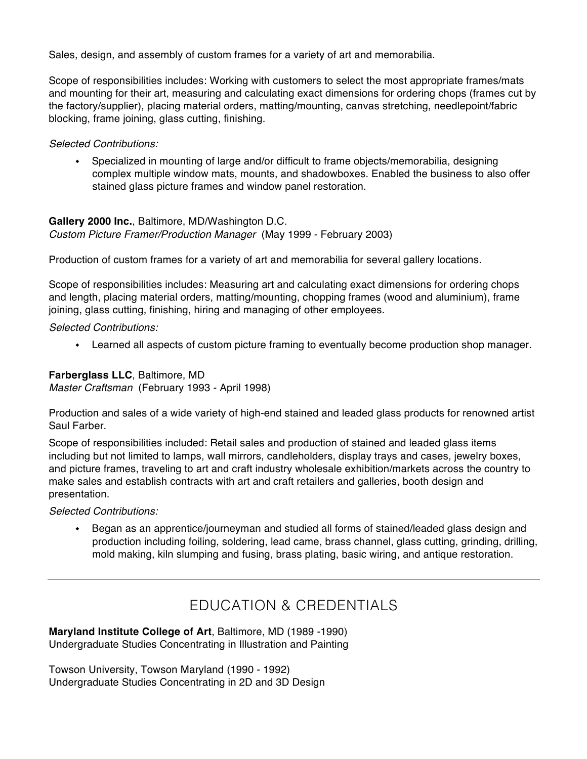Sales, design, and assembly of custom frames for a variety of art and memorabilia.

Scope of responsibilities includes: Working with customers to select the most appropriate frames/mats and mounting for their art, measuring and calculating exact dimensions for ordering chops (frames cut by the factory/supplier), placing material orders, matting/mounting, canvas stretching, needlepoint/fabric blocking, frame joining, glass cutting, finishing.

*Selected Contributions:*

- Specialized in mounting of large and/or difficult to frame objects/memorabilia, designing complex multiple window mats, mounts, and shadowboxes. Enabled the business to also offer stained glass picture frames and window panel restoration.

**Gallery 2000 Inc.**, Baltimore, MD/Washington D.C.
*Custom Picture Framer/Production Manager* (May 1999 - February 2003)

Production of custom frames for a variety of art and memorabilia for several gallery locations.

Scope of responsibilities includes: Measuring art and calculating exact dimensions for ordering chops and length, placing material orders, matting/mounting, chopping frames (wood and aluminium), frame joining, glass cutting, finishing, hiring and managing of other employees.

*Selected Contributions:*

- Learned all aspects of custom picture framing to eventually become production shop manager.

**Farberglass LLC**, Baltimore, MD
*Master Craftsman* (February 1993 - April 1998)

Production and sales of a wide variety of high-end stained and leaded glass products for renowned artist Saul Farber.

Scope of responsibilities included: Retail sales and production of stained and leaded glass items including but not limited to lamps, wall mirrors, candleholders, display trays and cases, jewelry boxes, and picture frames, traveling to art and craft industry wholesale exhibition/markets across the country to make sales and establish contracts with art and craft retailers and galleries, booth design and presentation.

*Selected Contributions:*

- Began as an apprentice/journeyman and studied all forms of stained/leaded glass design and production including foiling, soldering, lead came, brass channel, glass cutting, grinding, drilling, mold making, kiln slumping and fusing, brass plating, basic wiring, and antique restoration.

---

## EDUCATION & CREDENTIALS

**Maryland Institute College of Art**, Baltimore, MD (1989 -1990)
Undergraduate Studies Concentrating in Illustration and Painting

Towson University, Towson Maryland (1990 - 1992)
Undergraduate Studies Concentrating in 2D and 3D Design